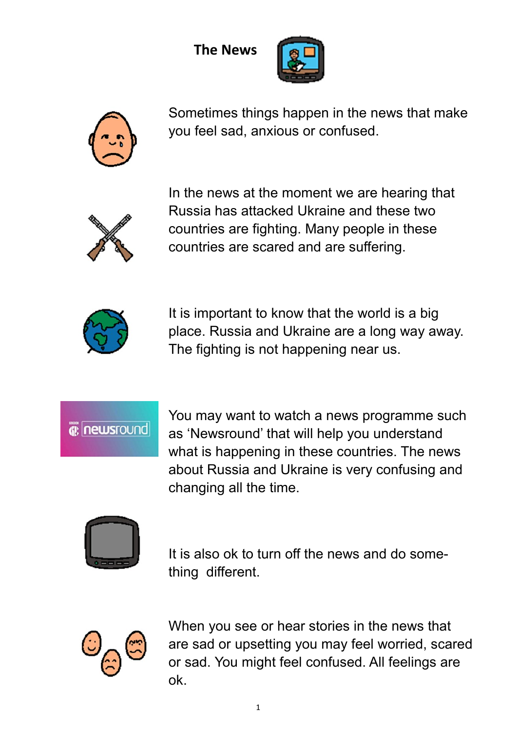# The News

Sometimes things happen in the news that make you feel sad, anxious or confused.

In the news at the moment we are hearing that Russia has attacked Ukraine and these two countries are fighting. Many people in these countries are scared and are suffering.

It is important to know that the world is a big place. Russia and Ukraine are a long way away. The fighting is not happening near us.

You may want to watch a news programme such as 'Newsround' that will help you understand what is happening in these countries. The news about Russia and Ukraine is very confusing and changing all the time.

It is also ok to turn off the news and do something different.

When you see or hear stories in the news that are sad or upsetting you may feel worried, scared or sad. You might feel confused. All feelings are ok.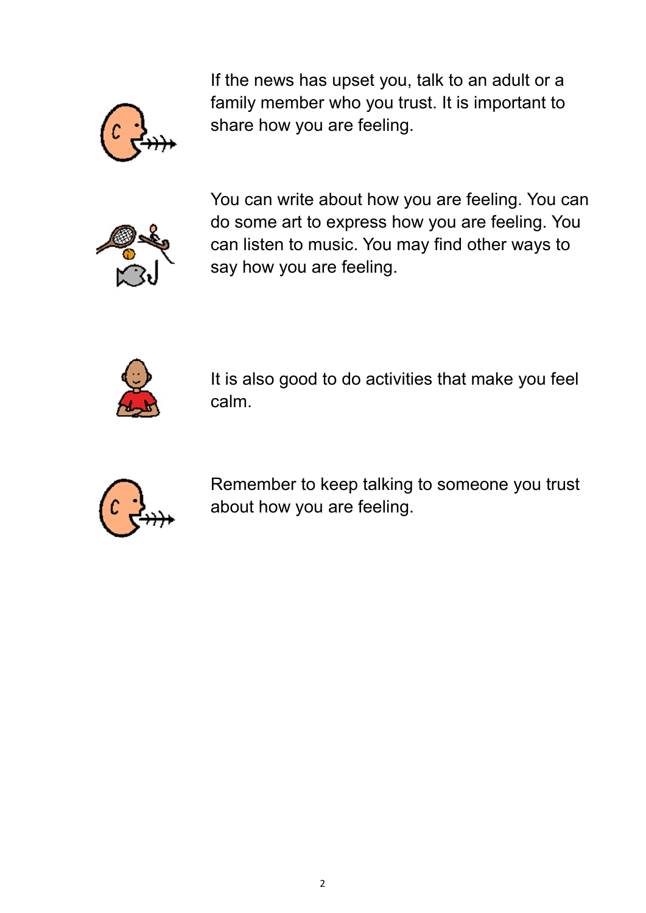If the news has upset you, talk to an adult or a family member who you trust. It is important to share how you are feeling.

You can write about how you are feeling. You can do some art to express how you are feeling. You can listen to music. You may find other ways to say how you are feeling.

It is also good to do activities that make you feel calm.

Remember to keep talking to someone you trust about how you are feeling.